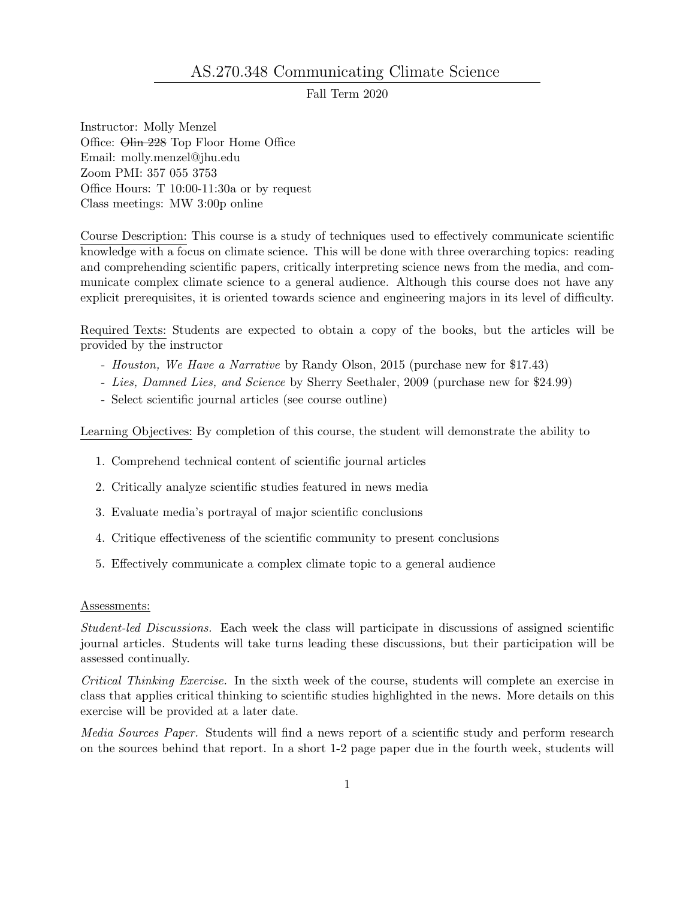# AS.270.348 Communicating Climate Science

Fall Term 2020

Instructor: Molly Menzel
Office: ~~Olin 228~~ Top Floor Home Office
Email: molly.menzel@jhu.edu
Zoom PMI: 357 055 3753
Office Hours: T 10:00-11:30a or by request
Class meetings: MW 3:00p online

<u>Course Description:</u> This course is a study of techniques used to effectively communicate scientific knowledge with a focus on climate science. This will be done with three overarching topics: reading and comprehending scientific papers, critically interpreting science news from the media, and communicate complex climate science to a general audience. Although this course does not have any explicit prerequisites, it is oriented towards science and engineering majors in its level of difficulty.

<u>Required Texts:</u> Students are expected to obtain a copy of the books, but the articles will be provided by the instructor

- *Houston, We Have a Narrative* by Randy Olson, 2015 (purchase new for $17.43)
- *Lies, Damned Lies, and Science* by Sherry Seethaler, 2009 (purchase new for $24.99)
- Select scientific journal articles (see course outline)

<u>Learning Objectives:</u> By completion of this course, the student will demonstrate the ability to

1. Comprehend technical content of scientific journal articles
2. Critically analyze scientific studies featured in news media
3. Evaluate media's portrayal of major scientific conclusions
4. Critique effectiveness of the scientific community to present conclusions
5. Effectively communicate a complex climate topic to a general audience

<u>Assessments:</u>

*Student-led Discussions.* Each week the class will participate in discussions of assigned scientific journal articles. Students will take turns leading these discussions, but their participation will be assessed continually.

*Critical Thinking Exercise.* In the sixth week of the course, students will complete an exercise in class that applies critical thinking to scientific studies highlighted in the news. More details on this exercise will be provided at a later date.

*Media Sources Paper.* Students will find a news report of a scientific study and perform research on the sources behind that report. In a short 1-2 page paper due in the fourth week, students will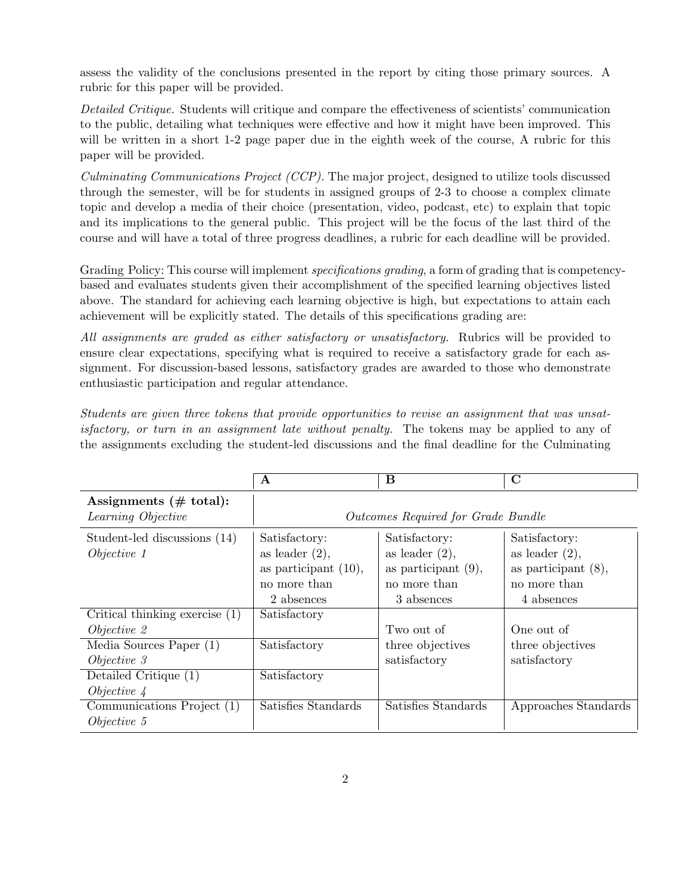assess the validity of the conclusions presented in the report by citing those primary sources. A rubric for this paper will be provided.

*Detailed Critique.* Students will critique and compare the effectiveness of scientists' communication to the public, detailing what techniques were effective and how it might have been improved. This will be written in a short 1-2 page paper due in the eighth week of the course, A rubric for this paper will be provided.

*Culminating Communications Project (CCP).* The major project, designed to utilize tools discussed through the semester, will be for students in assigned groups of 2-3 to choose a complex climate topic and develop a media of their choice (presentation, video, podcast, etc) to explain that topic and its implications to the general public. This project will be the focus of the last third of the course and will have a total of three progress deadlines, a rubric for each deadline will be provided.

Grading Policy: This course will implement *specifications grading*, a form of grading that is competency-based and evaluates students given their accomplishment of the specified learning objectives listed above. The standard for achieving each learning objective is high, but expectations to attain each achievement will be explicitly stated. The details of this specifications grading are:

*All assignments are graded as either satisfactory or unsatisfactory.* Rubrics will be provided to ensure clear expectations, specifying what is required to receive a satisfactory grade for each assignment. For discussion-based lessons, satisfactory grades are awarded to those who demonstrate enthusiastic participation and regular attendance.

*Students are given three tokens that provide opportunities to revise an assignment that was unsatisfactory, or turn in an assignment late without penalty.* The tokens may be applied to any of the assignments excluding the student-led discussions and the final deadline for the Culminating

| | **A** | **B** | **C** |
|---|---|---|---|
| **Assignments (# total):** *Learning Objective* | *Outcomes Required for Grade Bundle* | | |
| Student-led discussions (14) *Objective 1* | Satisfactory: as leader (2), as participant (10), no more than 2 absences | Satisfactory: as leader (2), as participant (9), no more than 3 absences | Satisfactory: as leader (2), as participant (8), no more than 4 absences |
| Critical thinking exercise (1) *Objective 2* | Satisfactory | Two out of three objectives satisfactory | One out of three objectives satisfactory |
| Media Sources Paper (1) *Objective 3* | Satisfactory | | |
| Detailed Critique (1) *Objective 4* | Satisfactory | | |
| Communications Project (1) *Objective 5* | Satisfies Standards | Satisfies Standards | Approaches Standards |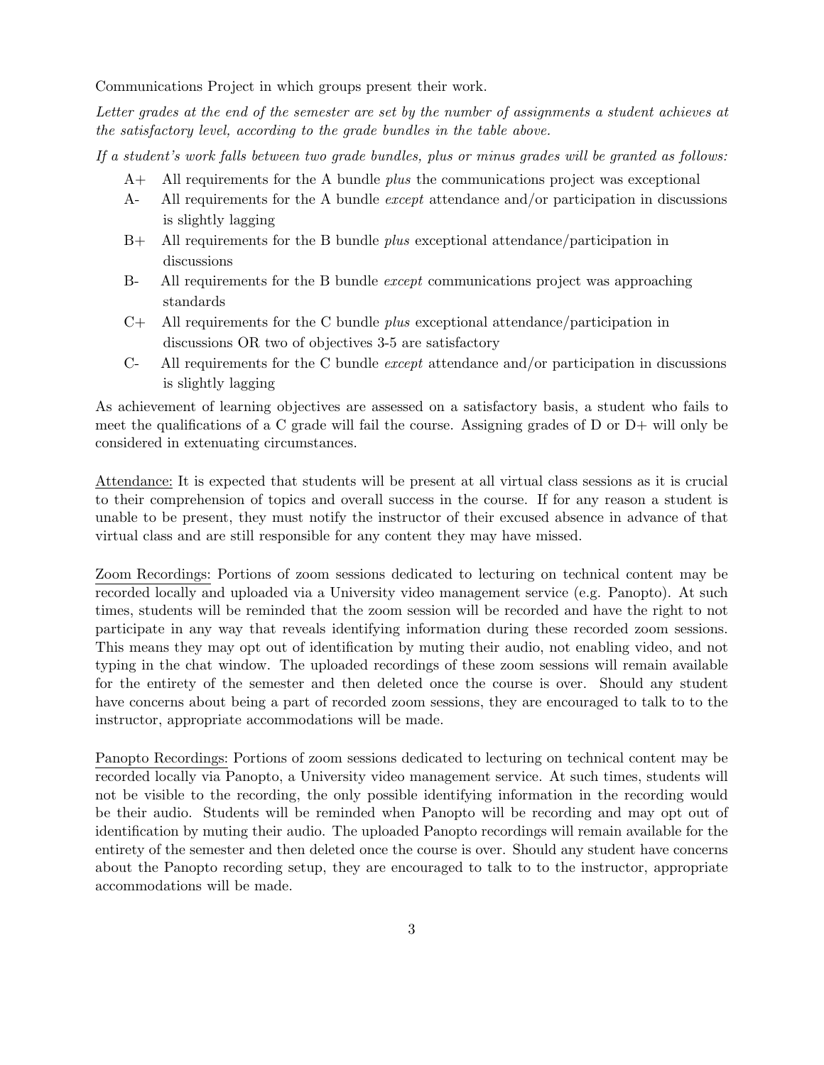Communications Project in which groups present their work.

*Letter grades at the end of the semester are set by the number of assignments a student achieves at the satisfactory level, according to the grade bundles in the table above.*

*If a student's work falls between two grade bundles, plus or minus grades will be granted as follows:*

- A+ All requirements for the A bundle *plus* the communications project was exceptional
- A- All requirements for the A bundle *except* attendance and/or participation in discussions is slightly lagging
- B+ All requirements for the B bundle *plus* exceptional attendance/participation in discussions
- B- All requirements for the B bundle *except* communications project was approaching standards
- C+ All requirements for the C bundle *plus* exceptional attendance/participation in discussions OR two of objectives 3-5 are satisfactory
- C- All requirements for the C bundle *except* attendance and/or participation in discussions is slightly lagging

As achievement of learning objectives are assessed on a satisfactory basis, a student who fails to meet the qualifications of a C grade will fail the course. Assigning grades of D or D+ will only be considered in extenuating circumstances.

<u>Attendance:</u> It is expected that students will be present at all virtual class sessions as it is crucial to their comprehension of topics and overall success in the course. If for any reason a student is unable to be present, they must notify the instructor of their excused absence in advance of that virtual class and are still responsible for any content they may have missed.

<u>Zoom Recordings:</u> Portions of zoom sessions dedicated to lecturing on technical content may be recorded locally and uploaded via a University video management service (e.g. Panopto). At such times, students will be reminded that the zoom session will be recorded and have the right to not participate in any way that reveals identifying information during these recorded zoom sessions. This means they may opt out of identification by muting their audio, not enabling video, and not typing in the chat window. The uploaded recordings of these zoom sessions will remain available for the entirety of the semester and then deleted once the course is over. Should any student have concerns about being a part of recorded zoom sessions, they are encouraged to talk to to the instructor, appropriate accommodations will be made.

<u>Panopto Recordings:</u> Portions of zoom sessions dedicated to lecturing on technical content may be recorded locally via Panopto, a University video management service. At such times, students will not be visible to the recording, the only possible identifying information in the recording would be their audio. Students will be reminded when Panopto will be recording and may opt out of identification by muting their audio. The uploaded Panopto recordings will remain available for the entirety of the semester and then deleted once the course is over. Should any student have concerns about the Panopto recording setup, they are encouraged to talk to to the instructor, appropriate accommodations will be made.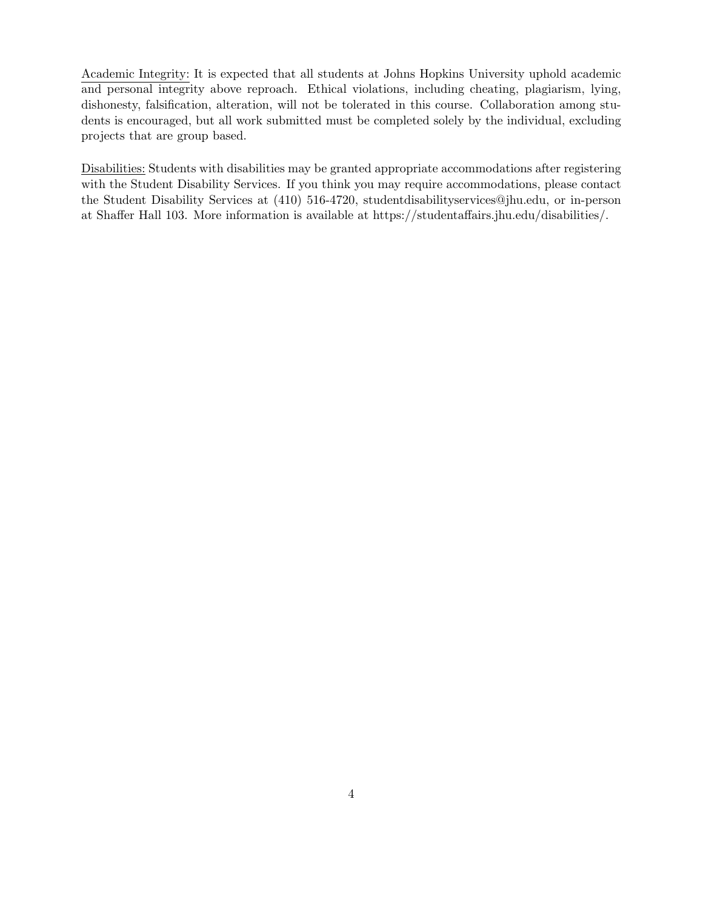<u>Academic Integrity:</u> It is expected that all students at Johns Hopkins University uphold academic and personal integrity above reproach. Ethical violations, including cheating, plagiarism, lying, dishonesty, falsification, alteration, will not be tolerated in this course. Collaboration among students is encouraged, but all work submitted must be completed solely by the individual, excluding projects that are group based.

<u>Disabilities:</u> Students with disabilities may be granted appropriate accommodations after registering with the Student Disability Services. If you think you may require accommodations, please contact the Student Disability Services at (410) 516-4720, studentdisabilityservices@jhu.edu, or in-person at Shaffer Hall 103. More information is available at https://studentaffairs.jhu.edu/disabilities/.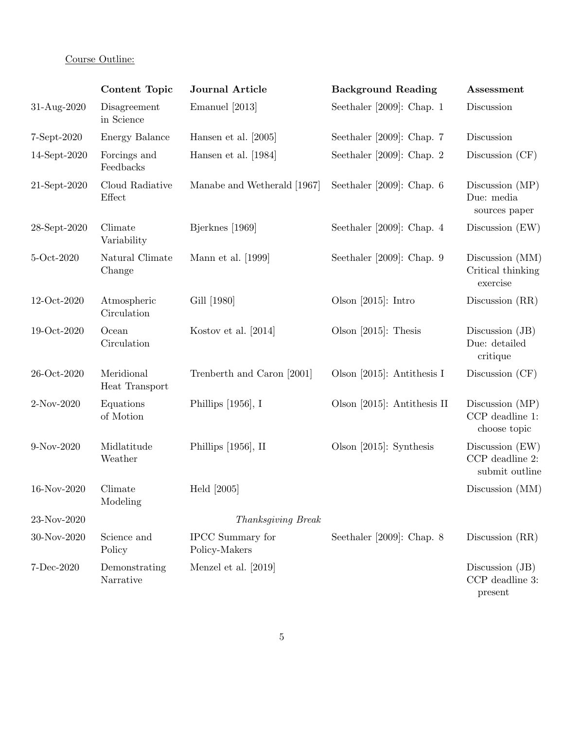Course Outline:

| | Content Topic | Journal Article | Background Reading | Assessment |
|---|---|---|---|---|
| 31-Aug-2020 | Disagreement in Science | Emanuel [2013] | Seethaler [2009]: Chap. 1 | Discussion |
| 7-Sept-2020 | Energy Balance | Hansen et al. [2005] | Seethaler [2009]: Chap. 7 | Discussion |
| 14-Sept-2020 | Forcings and Feedbacks | Hansen et al. [1984] | Seethaler [2009]: Chap. 2 | Discussion (CF) |
| 21-Sept-2020 | Cloud Radiative Effect | Manabe and Wetherald [1967] | Seethaler [2009]: Chap. 6 | Discussion (MP) Due: media sources paper |
| 28-Sept-2020 | Climate Variability | Bjerknes [1969] | Seethaler [2009]: Chap. 4 | Discussion (EW) |
| 5-Oct-2020 | Natural Climate Change | Mann et al. [1999] | Seethaler [2009]: Chap. 9 | Discussion (MM) Critical thinking exercise |
| 12-Oct-2020 | Atmospheric Circulation | Gill [1980] | Olson [2015]: Intro | Discussion (RR) |
| 19-Oct-2020 | Ocean Circulation | Kostov et al. [2014] | Olson [2015]: Thesis | Discussion (JB) Due: detailed critique |
| 26-Oct-2020 | Meridional Heat Transport | Trenberth and Caron [2001] | Olson [2015]: Antithesis I | Discussion (CF) |
| 2-Nov-2020 | Equations of Motion | Phillips [1956], I | Olson [2015]: Antithesis II | Discussion (MP) CCP deadline 1: choose topic |
| 9-Nov-2020 | Midlatitude Weather | Phillips [1956], II | Olson [2015]: Synthesis | Discussion (EW) CCP deadline 2: submit outline |
| 16-Nov-2020 | Climate Modeling | Held [2005] | | Discussion (MM) |
| 23-Nov-2020 | | *Thanksgiving Break* | | |
| 30-Nov-2020 | Science and Policy | IPCC Summary for Policy-Makers | Seethaler [2009]: Chap. 8 | Discussion (RR) |
| 7-Dec-2020 | Demonstrating Narrative | Menzel et al. [2019] | | Discussion (JB) CCP deadline 3: present |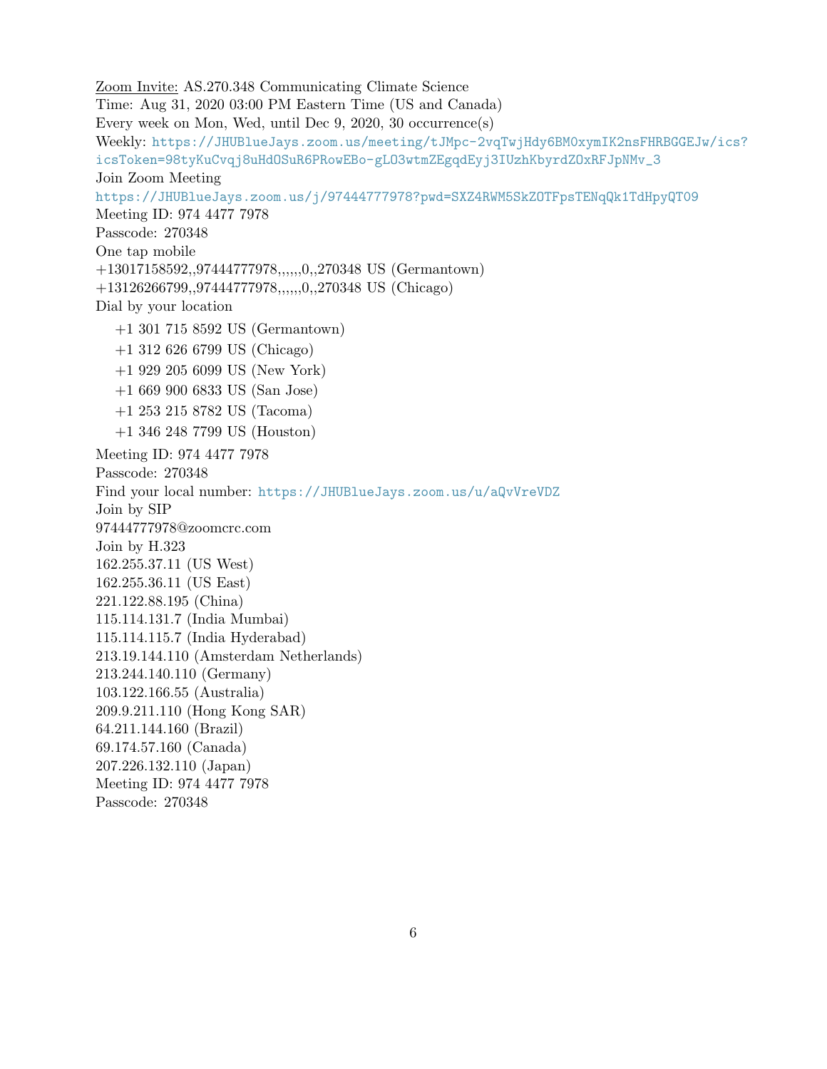<u>Zoom Invite:</u> AS.270.348 Communicating Climate Science
Time: Aug 31, 2020 03:00 PM Eastern Time (US and Canada)
Every week on Mon, Wed, until Dec 9, 2020, 30 occurrence(s)
Weekly: https://JHUBlueJays.zoom.us/meeting/tJMpc-2vqTwjHdy6BM0xymIK2nsFHRBGGEJw/ics?icsToken=98tyKuCvqj8uHdOSuR6PRowEBo-gLO3wtmZEgqdEyj3IUzhKbyrdZOxRFJpNMv_3
Join Zoom Meeting
https://JHUBlueJays.zoom.us/j/97444777978?pwd=SXZ4RWM5SkZOTFpsTENqQk1TdHpyQT09
Meeting ID: 974 4477 7978
Passcode: 270348
One tap mobile
+13017158592,,97444777978,,,,,,0,,270348 US (Germantown)
+13126266799,,97444777978,,,,,,0,,270348 US (Chicago)
Dial by your location

+1 301 715 8592 US (Germantown)
+1 312 626 6799 US (Chicago)
+1 929 205 6099 US (New York)
+1 669 900 6833 US (San Jose)
+1 253 215 8782 US (Tacoma)
+1 346 248 7799 US (Houston)

Meeting ID: 974 4477 7978
Passcode: 270348
Find your local number: https://JHUBlueJays.zoom.us/u/aQvVreVDZ
Join by SIP
97444777978@zoomcrc.com
Join by H.323
162.255.37.11 (US West)
162.255.36.11 (US East)
221.122.88.195 (China)
115.114.131.7 (India Mumbai)
115.114.115.7 (India Hyderabad)
213.19.144.110 (Amsterdam Netherlands)
213.244.140.110 (Germany)
103.122.166.55 (Australia)
209.9.211.110 (Hong Kong SAR)
64.211.144.160 (Brazil)
69.174.57.160 (Canada)
207.226.132.110 (Japan)
Meeting ID: 974 4477 7978
Passcode: 270348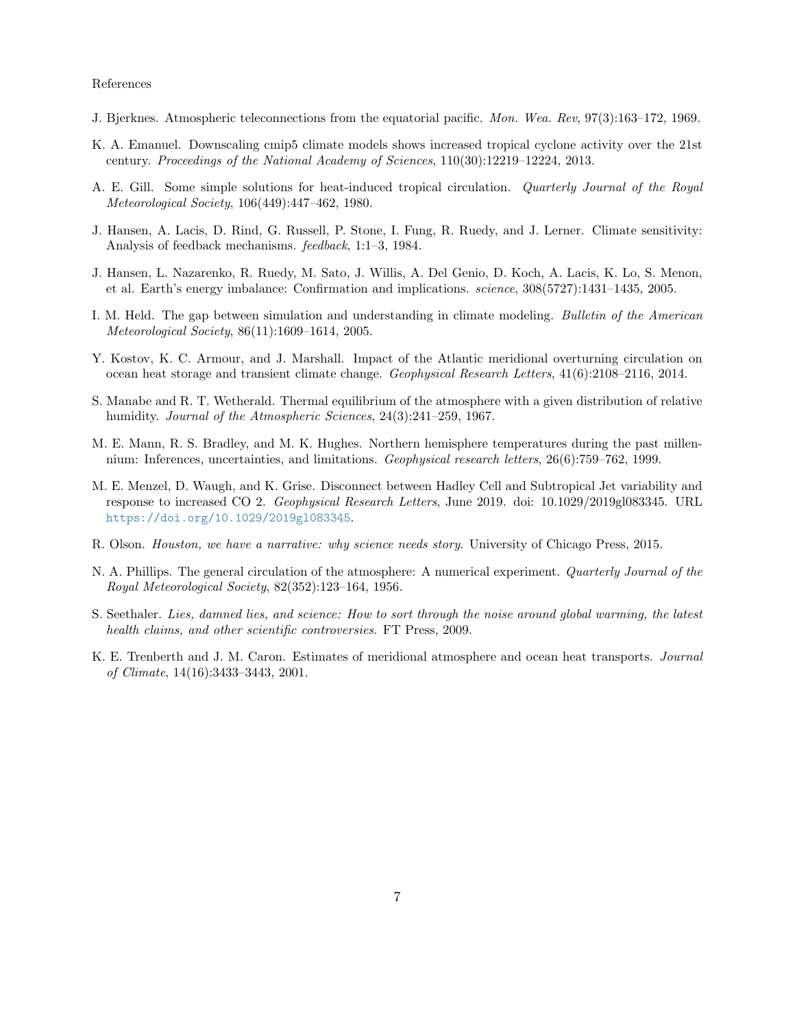References

J. Bjerknes. Atmospheric teleconnections from the equatorial pacific. *Mon. Wea. Rev*, 97(3):163–172, 1969.

K. A. Emanuel. Downscaling cmip5 climate models shows increased tropical cyclone activity over the 21st century. *Proceedings of the National Academy of Sciences*, 110(30):12219–12224, 2013.

A. E. Gill. Some simple solutions for heat-induced tropical circulation. *Quarterly Journal of the Royal Meteorological Society*, 106(449):447–462, 1980.

J. Hansen, A. Lacis, D. Rind, G. Russell, P. Stone, I. Fung, R. Ruedy, and J. Lerner. Climate sensitivity: Analysis of feedback mechanisms. *feedback*, 1:1–3, 1984.

J. Hansen, L. Nazarenko, R. Ruedy, M. Sato, J. Willis, A. Del Genio, D. Koch, A. Lacis, K. Lo, S. Menon, et al. Earth's energy imbalance: Confirmation and implications. *science*, 308(5727):1431–1435, 2005.

I. M. Held. The gap between simulation and understanding in climate modeling. *Bulletin of the American Meteorological Society*, 86(11):1609–1614, 2005.

Y. Kostov, K. C. Armour, and J. Marshall. Impact of the Atlantic meridional overturning circulation on ocean heat storage and transient climate change. *Geophysical Research Letters*, 41(6):2108–2116, 2014.

S. Manabe and R. T. Wetherald. Thermal equilibrium of the atmosphere with a given distribution of relative humidity. *Journal of the Atmospheric Sciences*, 24(3):241–259, 1967.

M. E. Mann, R. S. Bradley, and M. K. Hughes. Northern hemisphere temperatures during the past millennium: Inferences, uncertainties, and limitations. *Geophysical research letters*, 26(6):759–762, 1999.

M. E. Menzel, D. Waugh, and K. Grise. Disconnect between Hadley Cell and Subtropical Jet variability and response to increased CO 2. *Geophysical Research Letters*, June 2019. doi: 10.1029/2019gl083345. URL https://doi.org/10.1029/2019gl083345.

R. Olson. *Houston, we have a narrative: why science needs story*. University of Chicago Press, 2015.

N. A. Phillips. The general circulation of the atmosphere: A numerical experiment. *Quarterly Journal of the Royal Meteorological Society*, 82(352):123–164, 1956.

S. Seethaler. *Lies, damned lies, and science: How to sort through the noise around global warming, the latest health claims, and other scientific controversies*. FT Press, 2009.

K. E. Trenberth and J. M. Caron. Estimates of meridional atmosphere and ocean heat transports. *Journal of Climate*, 14(16):3433–3443, 2001.